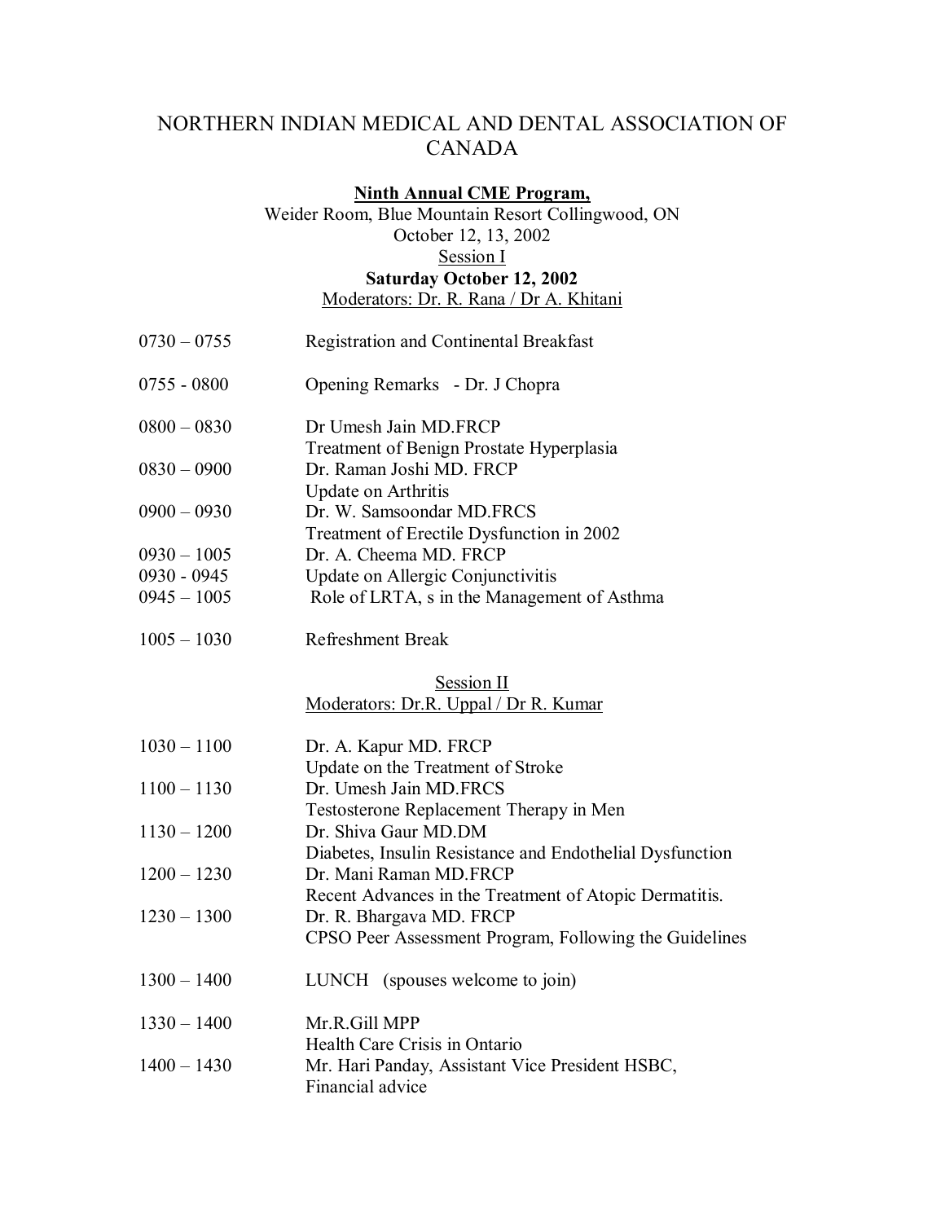# NORTHERN INDIAN MEDICAL AND DENTAL ASSOCIATION OF CANADA

**Ninth Annual CME Program,**

Weider Room, Blue Mountain Resort Collingwood, ON

October 12, 13, 2002

Session I

**Saturday October 12, 2002**

Moderators: Dr. R. Rana / Dr A. Khitani

| | |
|---|---|
| 0730 – 0755 | Registration and Continental Breakfast |
| 0755 - 0800 | Opening Remarks - Dr. J Chopra |
| 0800 – 0830 | Dr Umesh Jain MD.FRCP<br>Treatment of Benign Prostate Hyperplasia |
| 0830 – 0900 | Dr. Raman Joshi MD. FRCP<br>Update on Arthritis |
| 0900 – 0930 | Dr. W. Samsoondar MD.FRCS<br>Treatment of Erectile Dysfunction in 2002 |
| 0930 – 1005 | Dr. A. Cheema MD. FRCP |
| 0930 - 0945 | Update on Allergic Conjunctivitis |
| 0945 – 1005 | Role of LRTA, s in the Management of Asthma |
| 1005 – 1030 | Refreshment Break |

Session II

Moderators: Dr.R. Uppal / Dr R. Kumar

| | |
|---|---|
| 1030 – 1100 | Dr. A. Kapur MD. FRCP<br>Update on the Treatment of Stroke |
| 1100 – 1130 | Dr. Umesh Jain MD.FRCS<br>Testosterone Replacement Therapy in Men |
| 1130 – 1200 | Dr. Shiva Gaur MD.DM<br>Diabetes, Insulin Resistance and Endothelial Dysfunction |
| 1200 – 1230 | Dr. Mani Raman MD.FRCP<br>Recent Advances in the Treatment of Atopic Dermatitis. |
| 1230 – 1300 | Dr. R. Bhargava MD. FRCP<br>CPSO Peer Assessment Program, Following the Guidelines |
| 1300 – 1400 | LUNCH (spouses welcome to join) |
| 1330 – 1400 | Mr.R.Gill MPP<br>Health Care Crisis in Ontario |
| 1400 – 1430 | Mr. Hari Panday, Assistant Vice President HSBC,<br>Financial advice |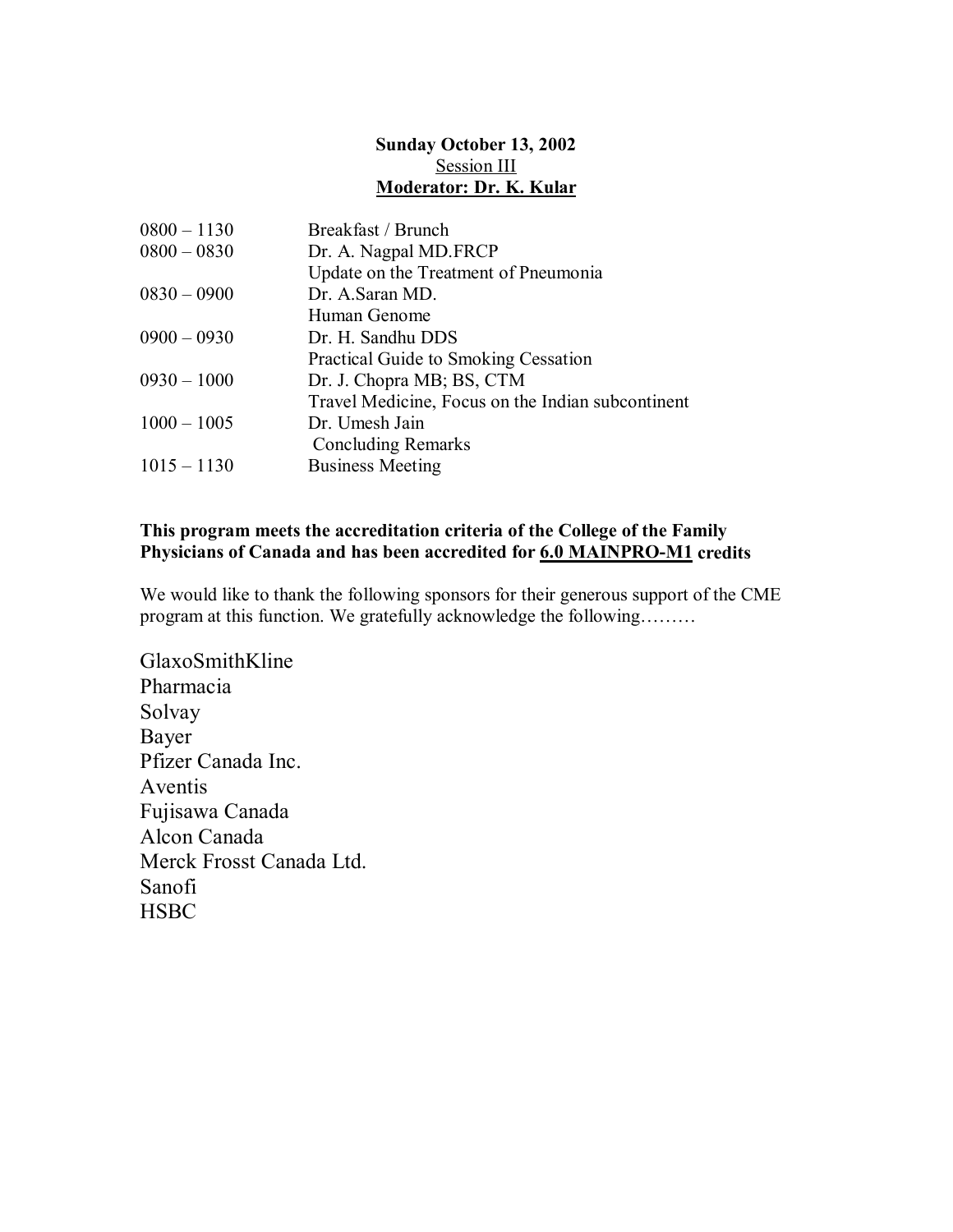**Sunday October 13, 2002**

Session III

**Moderator: Dr. K. Kular**

| | |
|---|---|
| 0800 – 1130 | Breakfast / Brunch |
| 0800 – 0830 | Dr. A. Nagpal MD.FRCP<br>Update on the Treatment of Pneumonia |
| 0830 – 0900 | Dr. A.Saran MD.<br>Human Genome |
| 0900 – 0930 | Dr. H. Sandhu DDS<br>Practical Guide to Smoking Cessation |
| 0930 – 1000 | Dr. J. Chopra MB; BS, CTM<br>Travel Medicine, Focus on the Indian subcontinent |
| 1000 – 1005 | Dr. Umesh Jain<br>Concluding Remarks |
| 1015 – 1130 | Business Meeting |

**This program meets the accreditation criteria of the College of the Family Physicians of Canada and has been accredited for 6.0 MAINPRO-M1 credits**

We would like to thank the following sponsors for their generous support of the CME program at this function. We gratefully acknowledge the following………

GlaxoSmithKline
Pharmacia
Solvay
Bayer
Pfizer Canada Inc.
Aventis
Fujisawa Canada
Alcon Canada
Merck Frosst Canada Ltd.
Sanofi
HSBC